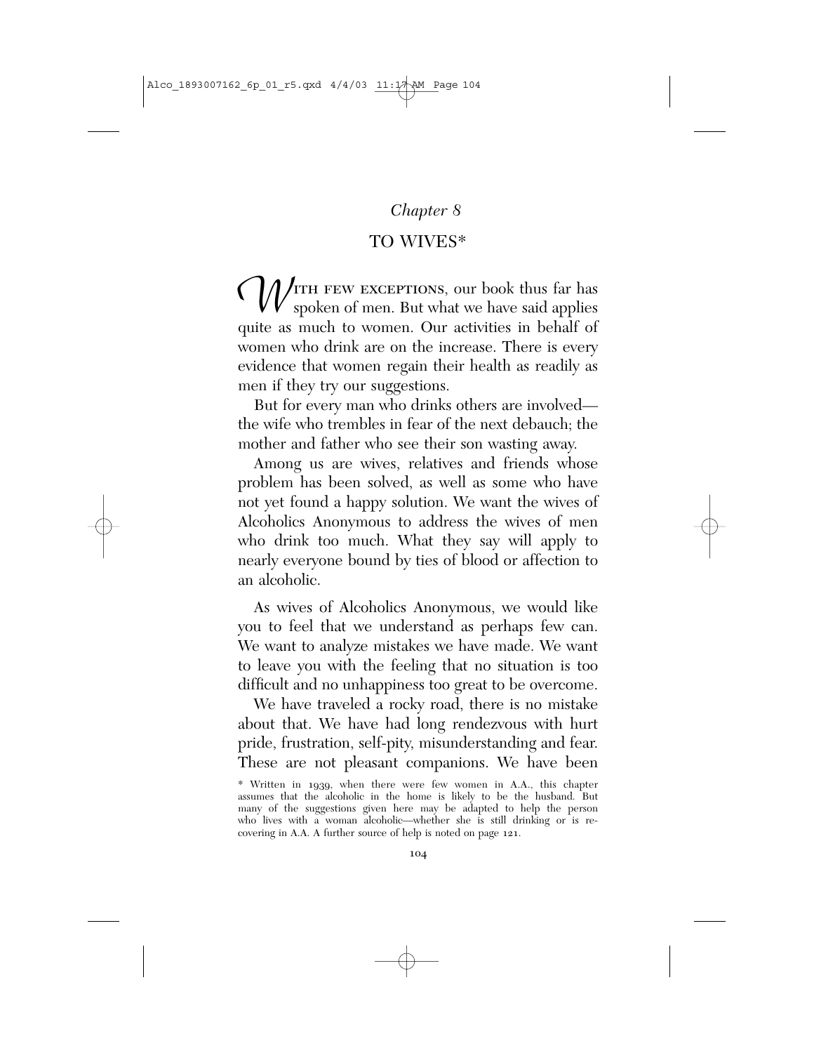*Chapter 8*

# TO WIVES*

WITH FEW EXCEPTIONS, our book thus far has spoken of men. But what we have said applies quite as much to women. Our activities in behalf of women who drink are on the increase. There is every evidence that women regain their health as readily as men if they try our suggestions.

But for every man who drinks others are involved—the wife who trembles in fear of the next debauch; the mother and father who see their son wasting away.

Among us are wives, relatives and friends whose problem has been solved, as well as some who have not yet found a happy solution. We want the wives of Alcoholics Anonymous to address the wives of men who drink too much. What they say will apply to nearly everyone bound by ties of blood or affection to an alcoholic.

As wives of Alcoholics Anonymous, we would like you to feel that we understand as perhaps few can. We want to analyze mistakes we have made. We want to leave you with the feeling that no situation is too difficult and no unhappiness too great to be overcome.

We have traveled a rocky road, there is no mistake about that. We have had long rendezvous with hurt pride, frustration, self-pity, misunderstanding and fear. These are not pleasant companions. We have been

* Written in 1939, when there were few women in A.A., this chapter assumes that the alcoholic in the home is likely to be the husband. But many of the suggestions given here may be adapted to help the person who lives with a woman alcoholic—whether she is still drinking or is recovering in A.A. A further source of help is noted on page 121.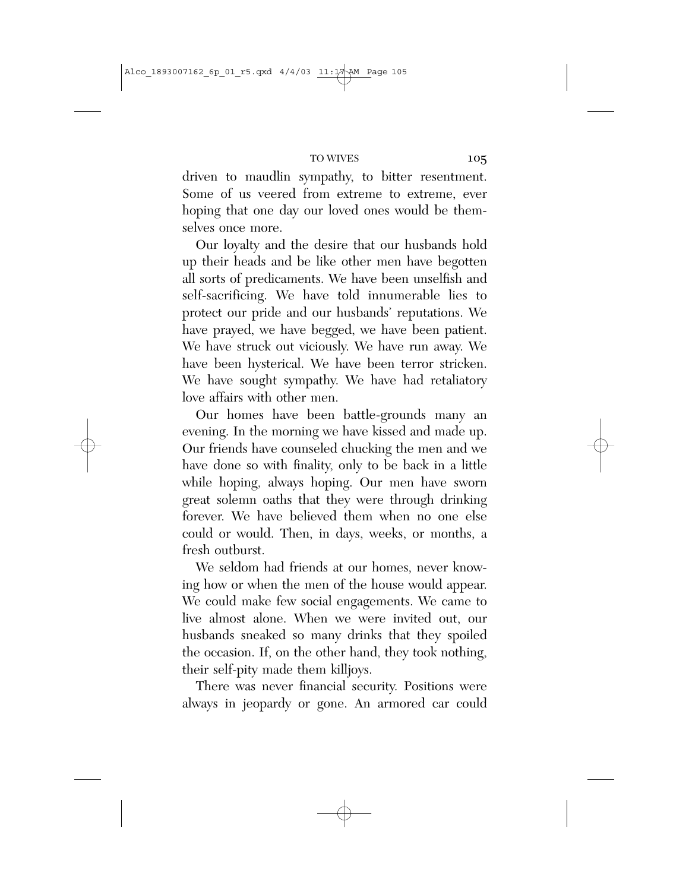driven to maudlin sympathy, to bitter resentment. Some of us veered from extreme to extreme, ever hoping that one day our loved ones would be themselves once more.

Our loyalty and the desire that our husbands hold up their heads and be like other men have begotten all sorts of predicaments. We have been unselfish and self-sacrificing. We have told innumerable lies to protect our pride and our husbands' reputations. We have prayed, we have begged, we have been patient. We have struck out viciously. We have run away. We have been hysterical. We have been terror stricken. We have sought sympathy. We have had retaliatory love affairs with other men.

Our homes have been battle-grounds many an evening. In the morning we have kissed and made up. Our friends have counseled chucking the men and we have done so with finality, only to be back in a little while hoping, always hoping. Our men have sworn great solemn oaths that they were through drinking forever. We have believed them when no one else could or would. Then, in days, weeks, or months, a fresh outburst.

We seldom had friends at our homes, never knowing how or when the men of the house would appear. We could make few social engagements. We came to live almost alone. When we were invited out, our husbands sneaked so many drinks that they spoiled the occasion. If, on the other hand, they took nothing, their self-pity made them killjoys.

There was never financial security. Positions were always in jeopardy or gone. An armored car could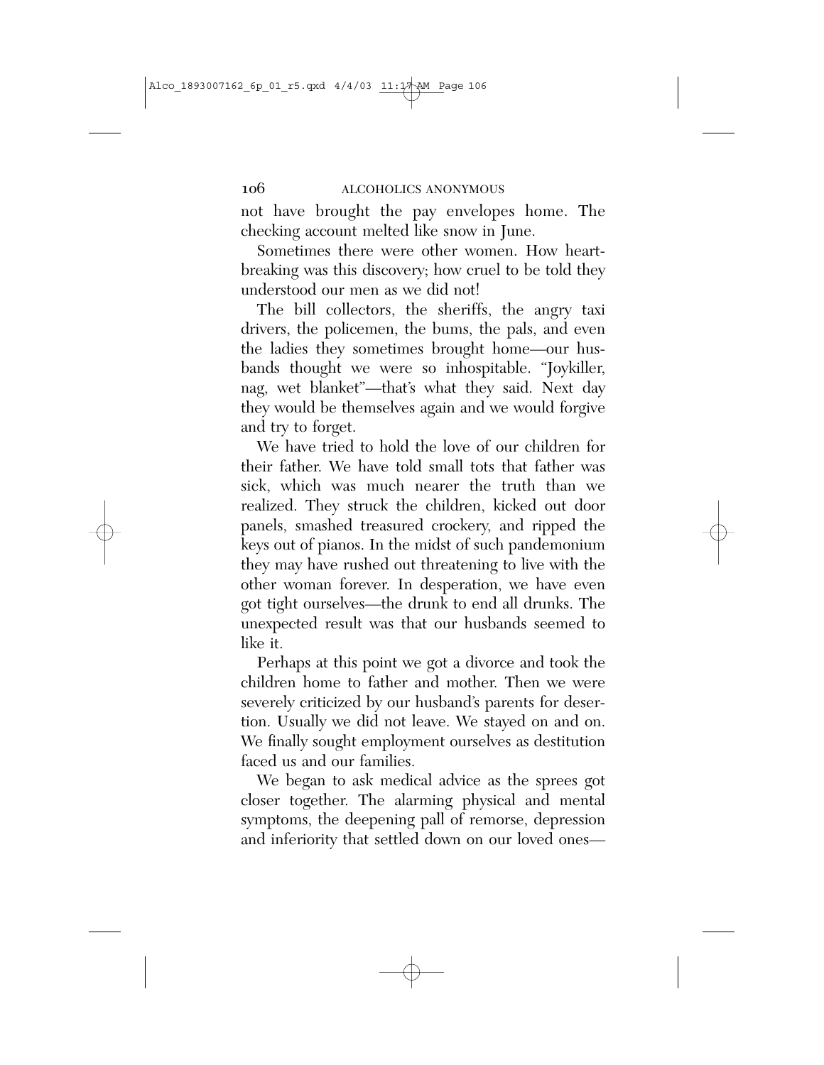not have brought the pay envelopes home. The checking account melted like snow in June.

Sometimes there were other women. How heartbreaking was this discovery; how cruel to be told they understood our men as we did not!

The bill collectors, the sheriffs, the angry taxi drivers, the policemen, the bums, the pals, and even the ladies they sometimes brought home—our husbands thought we were so inhospitable. "Joykiller, nag, wet blanket"—that's what they said. Next day they would be themselves again and we would forgive and try to forget.

We have tried to hold the love of our children for their father. We have told small tots that father was sick, which was much nearer the truth than we realized. They struck the children, kicked out door panels, smashed treasured crockery, and ripped the keys out of pianos. In the midst of such pandemonium they may have rushed out threatening to live with the other woman forever. In desperation, we have even got tight ourselves—the drunk to end all drunks. The unexpected result was that our husbands seemed to like it.

Perhaps at this point we got a divorce and took the children home to father and mother. Then we were severely criticized by our husband's parents for desertion. Usually we did not leave. We stayed on and on. We finally sought employment ourselves as destitution faced us and our families.

We began to ask medical advice as the sprees got closer together. The alarming physical and mental symptoms, the deepening pall of remorse, depression and inferiority that settled down on our loved ones—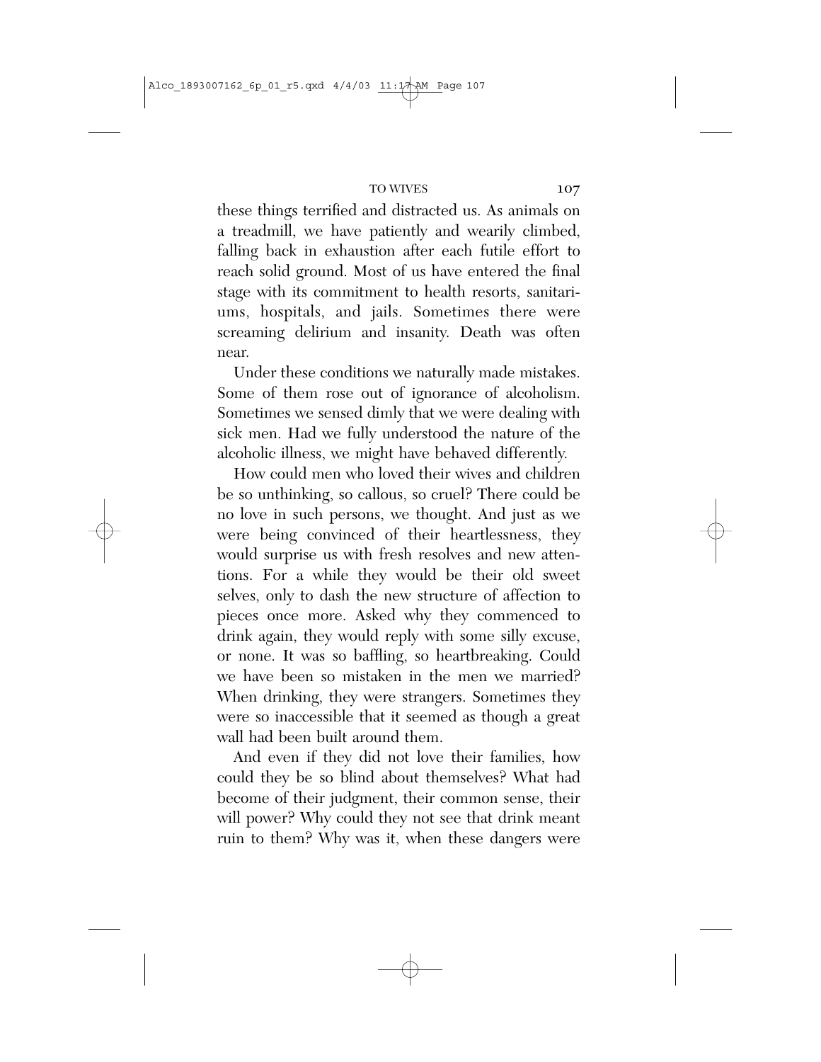these things terrified and distracted us. As animals on a treadmill, we have patiently and wearily climbed, falling back in exhaustion after each futile effort to reach solid ground. Most of us have entered the final stage with its commitment to health resorts, sanitariums, hospitals, and jails. Sometimes there were screaming delirium and insanity. Death was often near.

Under these conditions we naturally made mistakes. Some of them rose out of ignorance of alcoholism. Sometimes we sensed dimly that we were dealing with sick men. Had we fully understood the nature of the alcoholic illness, we might have behaved differently.

How could men who loved their wives and children be so unthinking, so callous, so cruel? There could be no love in such persons, we thought. And just as we were being convinced of their heartlessness, they would surprise us with fresh resolves and new attentions. For a while they would be their old sweet selves, only to dash the new structure of affection to pieces once more. Asked why they commenced to drink again, they would reply with some silly excuse, or none. It was so baffling, so heartbreaking. Could we have been so mistaken in the men we married? When drinking, they were strangers. Sometimes they were so inaccessible that it seemed as though a great wall had been built around them.

And even if they did not love their families, how could they be so blind about themselves? What had become of their judgment, their common sense, their will power? Why could they not see that drink meant ruin to them? Why was it, when these dangers were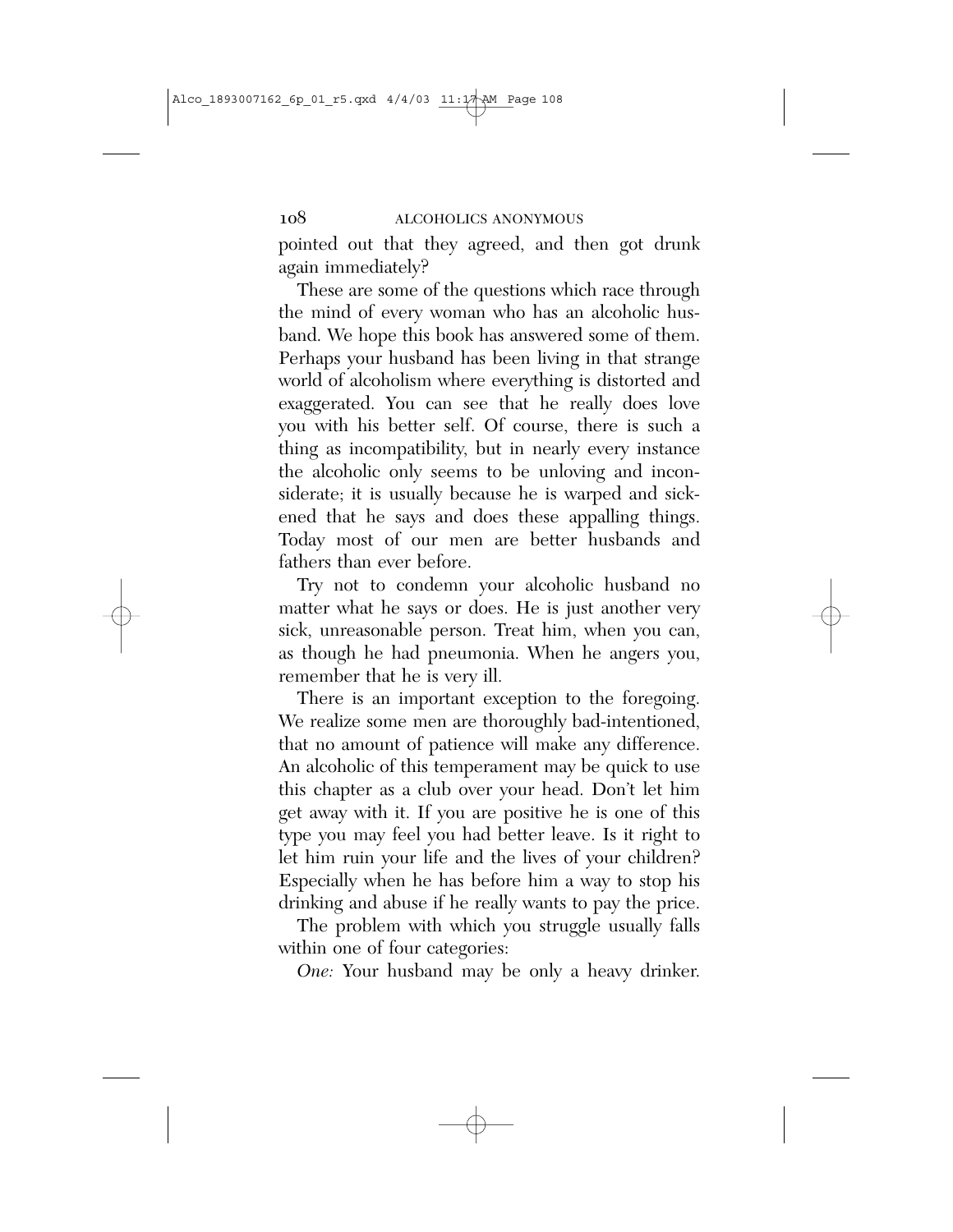pointed out that they agreed, and then got drunk again immediately?

These are some of the questions which race through the mind of every woman who has an alcoholic husband. We hope this book has answered some of them. Perhaps your husband has been living in that strange world of alcoholism where everything is distorted and exaggerated. You can see that he really does love you with his better self. Of course, there is such a thing as incompatibility, but in nearly every instance the alcoholic only seems to be unloving and inconsiderate; it is usually because he is warped and sickened that he says and does these appalling things. Today most of our men are better husbands and fathers than ever before.

Try not to condemn your alcoholic husband no matter what he says or does. He is just another very sick, unreasonable person. Treat him, when you can, as though he had pneumonia. When he angers you, remember that he is very ill.

There is an important exception to the foregoing. We realize some men are thoroughly bad-intentioned, that no amount of patience will make any difference. An alcoholic of this temperament may be quick to use this chapter as a club over your head. Don't let him get away with it. If you are positive he is one of this type you may feel you had better leave. Is it right to let him ruin your life and the lives of your children? Especially when he has before him a way to stop his drinking and abuse if he really wants to pay the price.

The problem with which you struggle usually falls within one of four categories:

*One:* Your husband may be only a heavy drinker.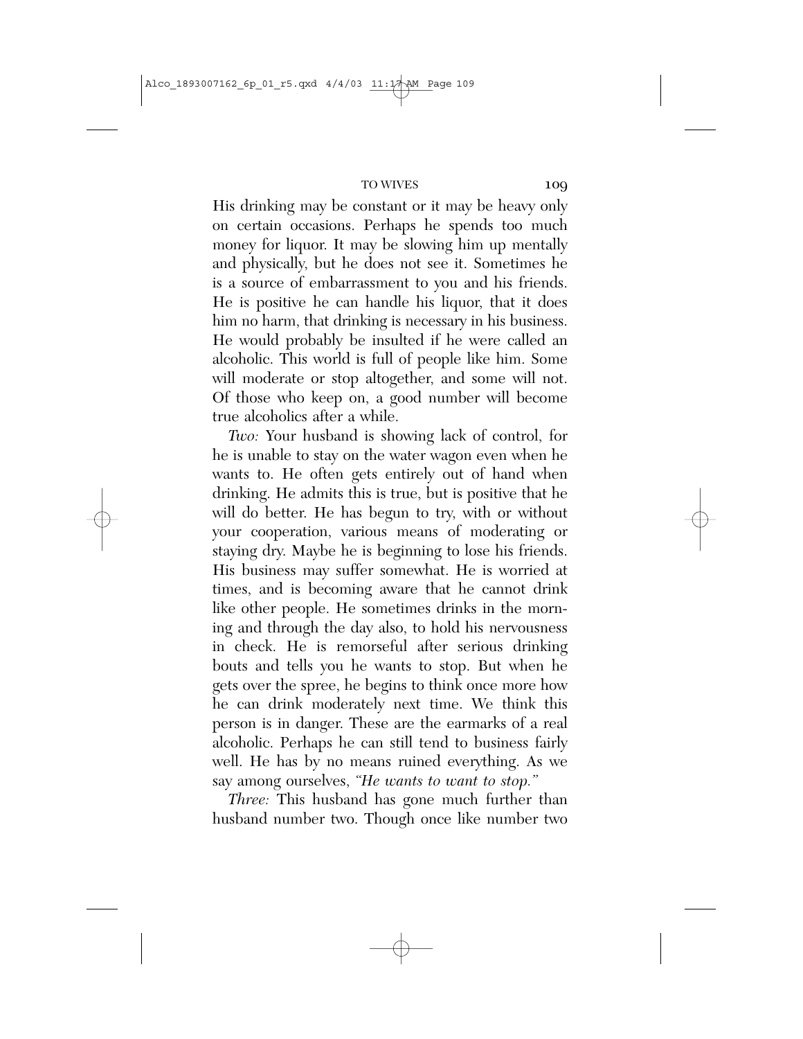His drinking may be constant or it may be heavy only on certain occasions. Perhaps he spends too much money for liquor. It may be slowing him up mentally and physically, but he does not see it. Sometimes he is a source of embarrassment to you and his friends. He is positive he can handle his liquor, that it does him no harm, that drinking is necessary in his business. He would probably be insulted if he were called an alcoholic. This world is full of people like him. Some will moderate or stop altogether, and some will not. Of those who keep on, a good number will become true alcoholics after a while.

*Two:* Your husband is showing lack of control, for he is unable to stay on the water wagon even when he wants to. He often gets entirely out of hand when drinking. He admits this is true, but is positive that he will do better. He has begun to try, with or without your cooperation, various means of moderating or staying dry. Maybe he is beginning to lose his friends. His business may suffer somewhat. He is worried at times, and is becoming aware that he cannot drink like other people. He sometimes drinks in the morning and through the day also, to hold his nervousness in check. He is remorseful after serious drinking bouts and tells you he wants to stop. But when he gets over the spree, he begins to think once more how he can drink moderately next time. We think this person is in danger. These are the earmarks of a real alcoholic. Perhaps he can still tend to business fairly well. He has by no means ruined everything. As we say among ourselves, *"He wants to want to stop."*

*Three:* This husband has gone much further than husband number two. Though once like number two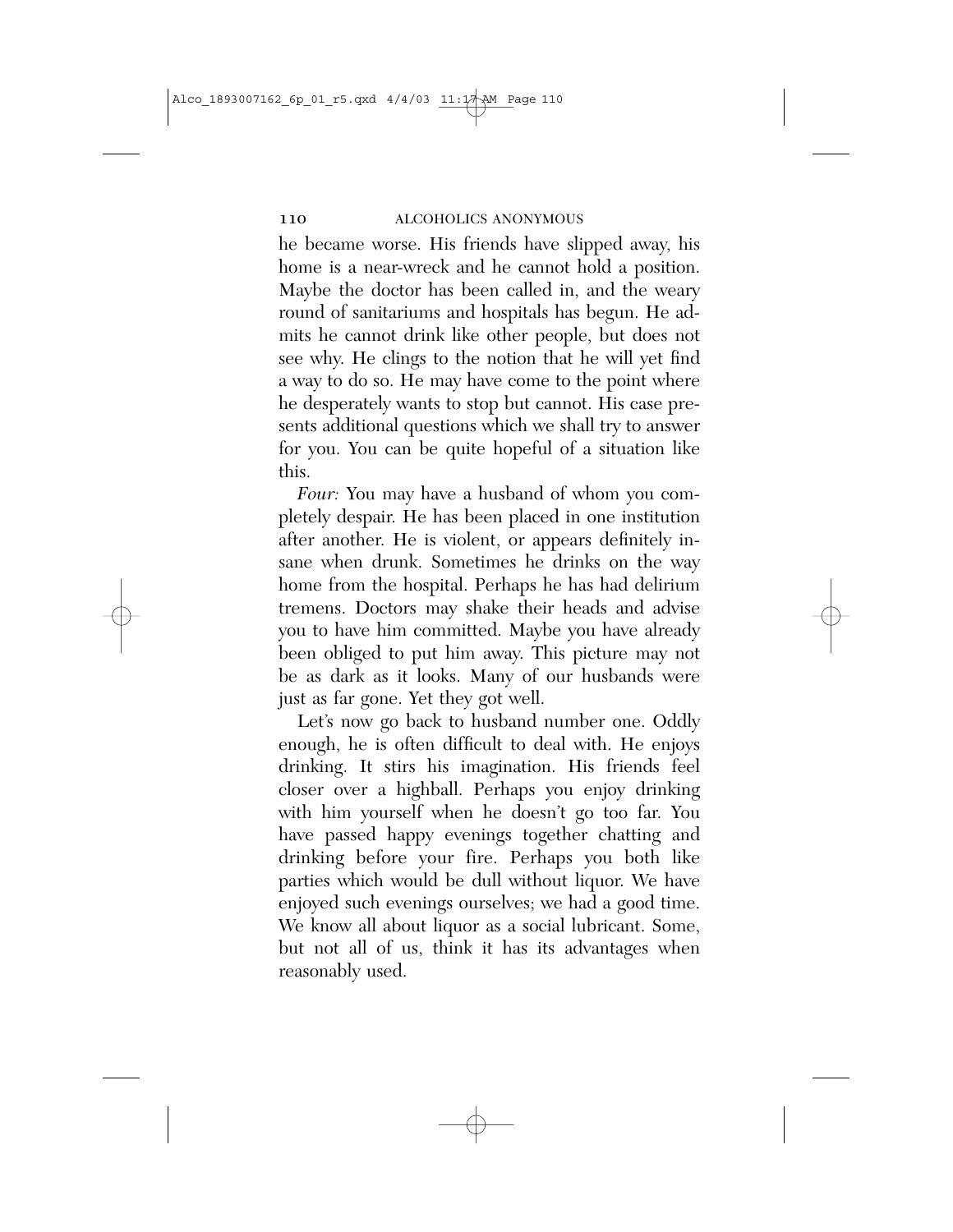he became worse. His friends have slipped away, his home is a near-wreck and he cannot hold a position. Maybe the doctor has been called in, and the weary round of sanitariums and hospitals has begun. He admits he cannot drink like other people, but does not see why. He clings to the notion that he will yet find a way to do so. He may have come to the point where he desperately wants to stop but cannot. His case presents additional questions which we shall try to answer for you. You can be quite hopeful of a situation like this.

*Four:* You may have a husband of whom you completely despair. He has been placed in one institution after another. He is violent, or appears definitely insane when drunk. Sometimes he drinks on the way home from the hospital. Perhaps he has had delirium tremens. Doctors may shake their heads and advise you to have him committed. Maybe you have already been obliged to put him away. This picture may not be as dark as it looks. Many of our husbands were just as far gone. Yet they got well.

Let's now go back to husband number one. Oddly enough, he is often difficult to deal with. He enjoys drinking. It stirs his imagination. His friends feel closer over a highball. Perhaps you enjoy drinking with him yourself when he doesn't go too far. You have passed happy evenings together chatting and drinking before your fire. Perhaps you both like parties which would be dull without liquor. We have enjoyed such evenings ourselves; we had a good time. We know all about liquor as a social lubricant. Some, but not all of us, think it has its advantages when reasonably used.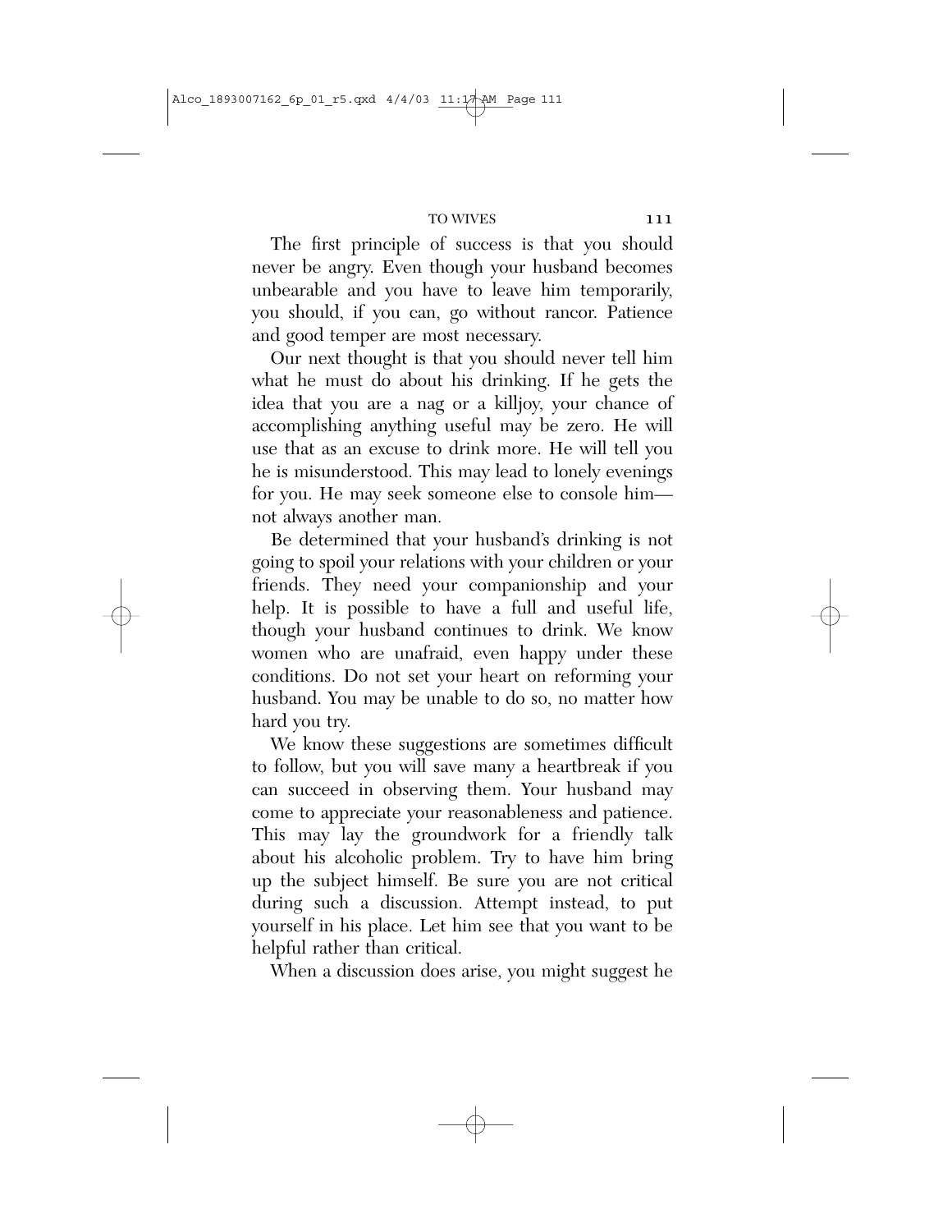The first principle of success is that you should never be angry. Even though your husband becomes unbearable and you have to leave him temporarily, you should, if you can, go without rancor. Patience and good temper are most necessary.

Our next thought is that you should never tell him what he must do about his drinking. If he gets the idea that you are a nag or a killjoy, your chance of accomplishing anything useful may be zero. He will use that as an excuse to drink more. He will tell you he is misunderstood. This may lead to lonely evenings for you. He may seek someone else to console him—not always another man.

Be determined that your husband's drinking is not going to spoil your relations with your children or your friends. They need your companionship and your help. It is possible to have a full and useful life, though your husband continues to drink. We know women who are unafraid, even happy under these conditions. Do not set your heart on reforming your husband. You may be unable to do so, no matter how hard you try.

We know these suggestions are sometimes difficult to follow, but you will save many a heartbreak if you can succeed in observing them. Your husband may come to appreciate your reasonableness and patience. This may lay the groundwork for a friendly talk about his alcoholic problem. Try to have him bring up the subject himself. Be sure you are not critical during such a discussion. Attempt instead, to put yourself in his place. Let him see that you want to be helpful rather than critical.

When a discussion does arise, you might suggest he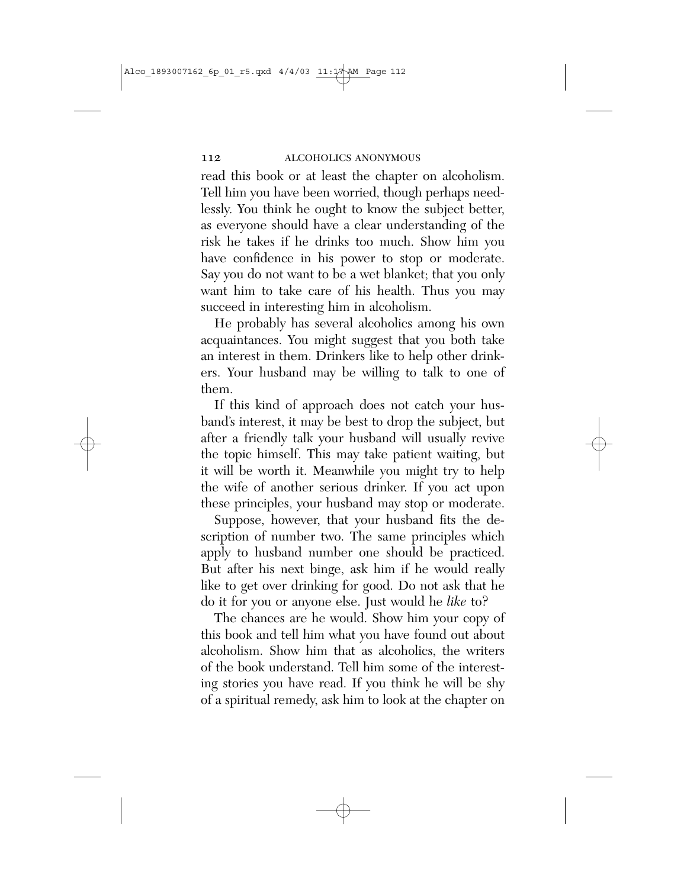read this book or at least the chapter on alcoholism. Tell him you have been worried, though perhaps needlessly. You think he ought to know the subject better, as everyone should have a clear understanding of the risk he takes if he drinks too much. Show him you have confidence in his power to stop or moderate. Say you do not want to be a wet blanket; that you only want him to take care of his health. Thus you may succeed in interesting him in alcoholism.

He probably has several alcoholics among his own acquaintances. You might suggest that you both take an interest in them. Drinkers like to help other drinkers. Your husband may be willing to talk to one of them.

If this kind of approach does not catch your husband's interest, it may be best to drop the subject, but after a friendly talk your husband will usually revive the topic himself. This may take patient waiting, but it will be worth it. Meanwhile you might try to help the wife of another serious drinker. If you act upon these principles, your husband may stop or moderate.

Suppose, however, that your husband fits the description of number two. The same principles which apply to husband number one should be practiced. But after his next binge, ask him if he would really like to get over drinking for good. Do not ask that he do it for you or anyone else. Just would he *like* to?

The chances are he would. Show him your copy of this book and tell him what you have found out about alcoholism. Show him that as alcoholics, the writers of the book understand. Tell him some of the interesting stories you have read. If you think he will be shy of a spiritual remedy, ask him to look at the chapter on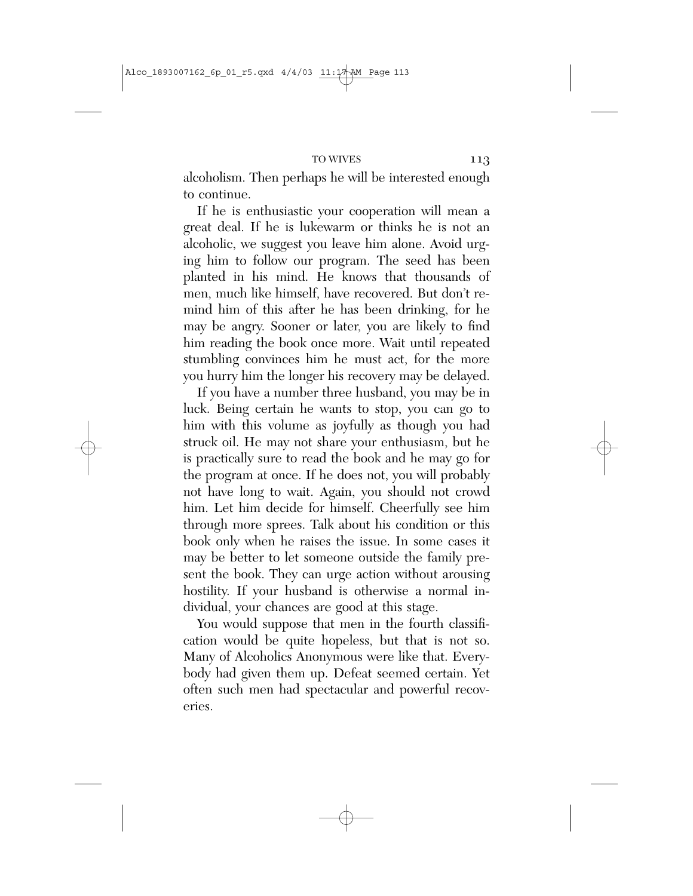alcoholism. Then perhaps he will be interested enough to continue.

If he is enthusiastic your cooperation will mean a great deal. If he is lukewarm or thinks he is not an alcoholic, we suggest you leave him alone. Avoid urging him to follow our program. The seed has been planted in his mind. He knows that thousands of men, much like himself, have recovered. But don't remind him of this after he has been drinking, for he may be angry. Sooner or later, you are likely to find him reading the book once more. Wait until repeated stumbling convinces him he must act, for the more you hurry him the longer his recovery may be delayed.

If you have a number three husband, you may be in luck. Being certain he wants to stop, you can go to him with this volume as joyfully as though you had struck oil. He may not share your enthusiasm, but he is practically sure to read the book and he may go for the program at once. If he does not, you will probably not have long to wait. Again, you should not crowd him. Let him decide for himself. Cheerfully see him through more sprees. Talk about his condition or this book only when he raises the issue. In some cases it may be better to let someone outside the family present the book. They can urge action without arousing hostility. If your husband is otherwise a normal individual, your chances are good at this stage.

You would suppose that men in the fourth classification would be quite hopeless, but that is not so. Many of Alcoholics Anonymous were like that. Everybody had given them up. Defeat seemed certain. Yet often such men had spectacular and powerful recoveries.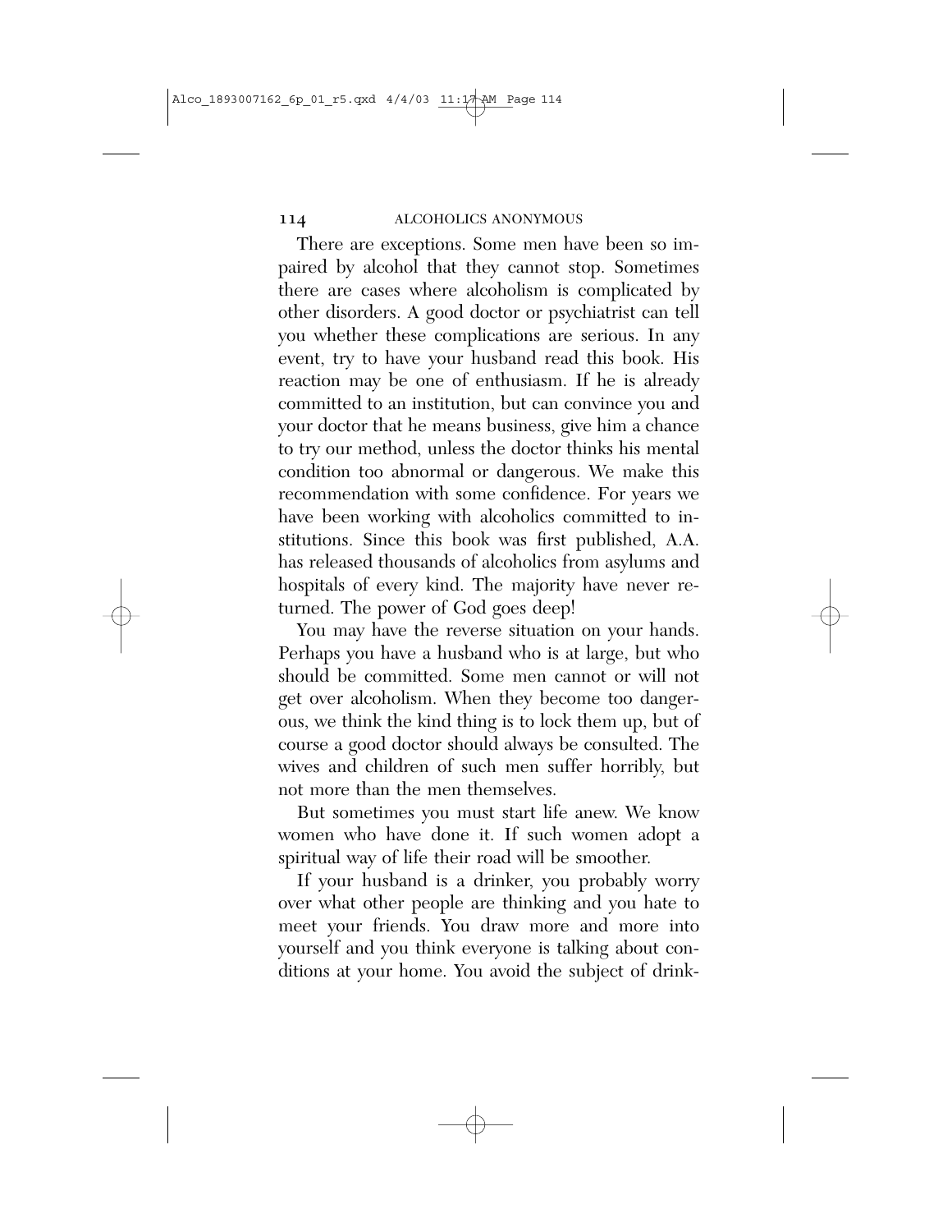There are exceptions. Some men have been so impaired by alcohol that they cannot stop. Sometimes there are cases where alcoholism is complicated by other disorders. A good doctor or psychiatrist can tell you whether these complications are serious. In any event, try to have your husband read this book. His reaction may be one of enthusiasm. If he is already committed to an institution, but can convince you and your doctor that he means business, give him a chance to try our method, unless the doctor thinks his mental condition too abnormal or dangerous. We make this recommendation with some confidence. For years we have been working with alcoholics committed to institutions. Since this book was first published, A.A. has released thousands of alcoholics from asylums and hospitals of every kind. The majority have never returned. The power of God goes deep!

You may have the reverse situation on your hands. Perhaps you have a husband who is at large, but who should be committed. Some men cannot or will not get over alcoholism. When they become too dangerous, we think the kind thing is to lock them up, but of course a good doctor should always be consulted. The wives and children of such men suffer horribly, but not more than the men themselves.

But sometimes you must start life anew. We know women who have done it. If such women adopt a spiritual way of life their road will be smoother.

If your husband is a drinker, you probably worry over what other people are thinking and you hate to meet your friends. You draw more and more into yourself and you think everyone is talking about conditions at your home. You avoid the subject of drink-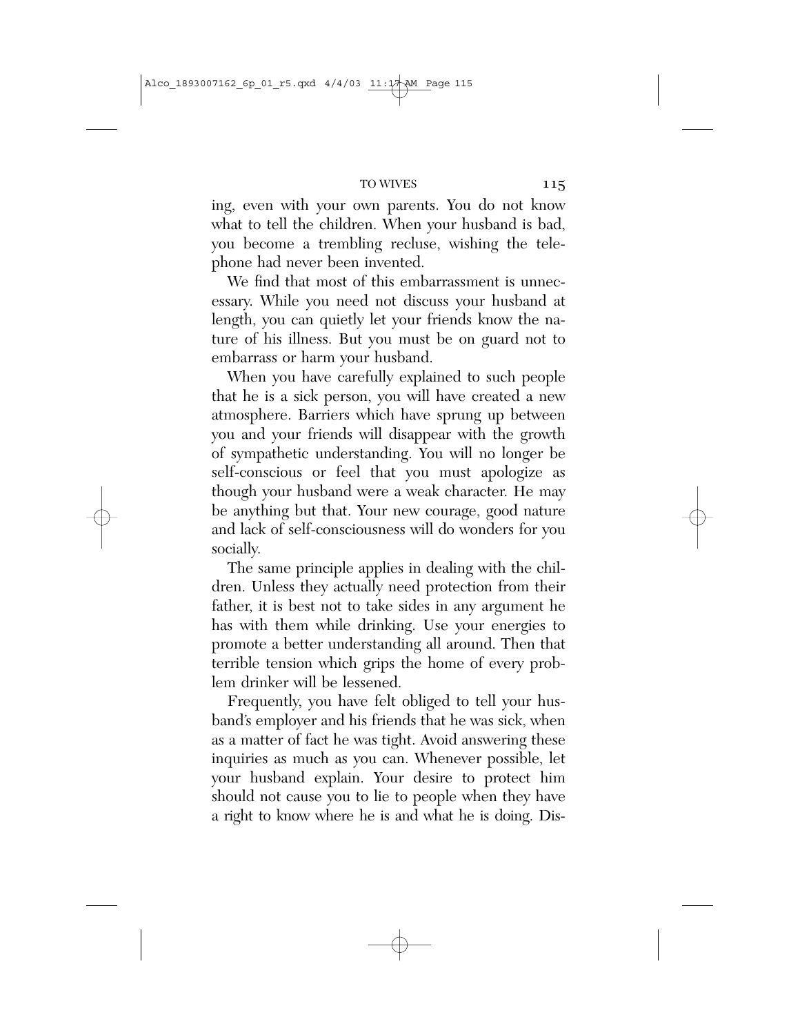ing, even with your own parents. You do not know what to tell the children. When your husband is bad, you become a trembling recluse, wishing the telephone had never been invented.

We find that most of this embarrassment is unnecessary. While you need not discuss your husband at length, you can quietly let your friends know the nature of his illness. But you must be on guard not to embarrass or harm your husband.

When you have carefully explained to such people that he is a sick person, you will have created a new atmosphere. Barriers which have sprung up between you and your friends will disappear with the growth of sympathetic understanding. You will no longer be self-conscious or feel that you must apologize as though your husband were a weak character. He may be anything but that. Your new courage, good nature and lack of self-consciousness will do wonders for you socially.

The same principle applies in dealing with the children. Unless they actually need protection from their father, it is best not to take sides in any argument he has with them while drinking. Use your energies to promote a better understanding all around. Then that terrible tension which grips the home of every problem drinker will be lessened.

Frequently, you have felt obliged to tell your husband's employer and his friends that he was sick, when as a matter of fact he was tight. Avoid answering these inquiries as much as you can. Whenever possible, let your husband explain. Your desire to protect him should not cause you to lie to people when they have a right to know where he is and what he is doing. Dis-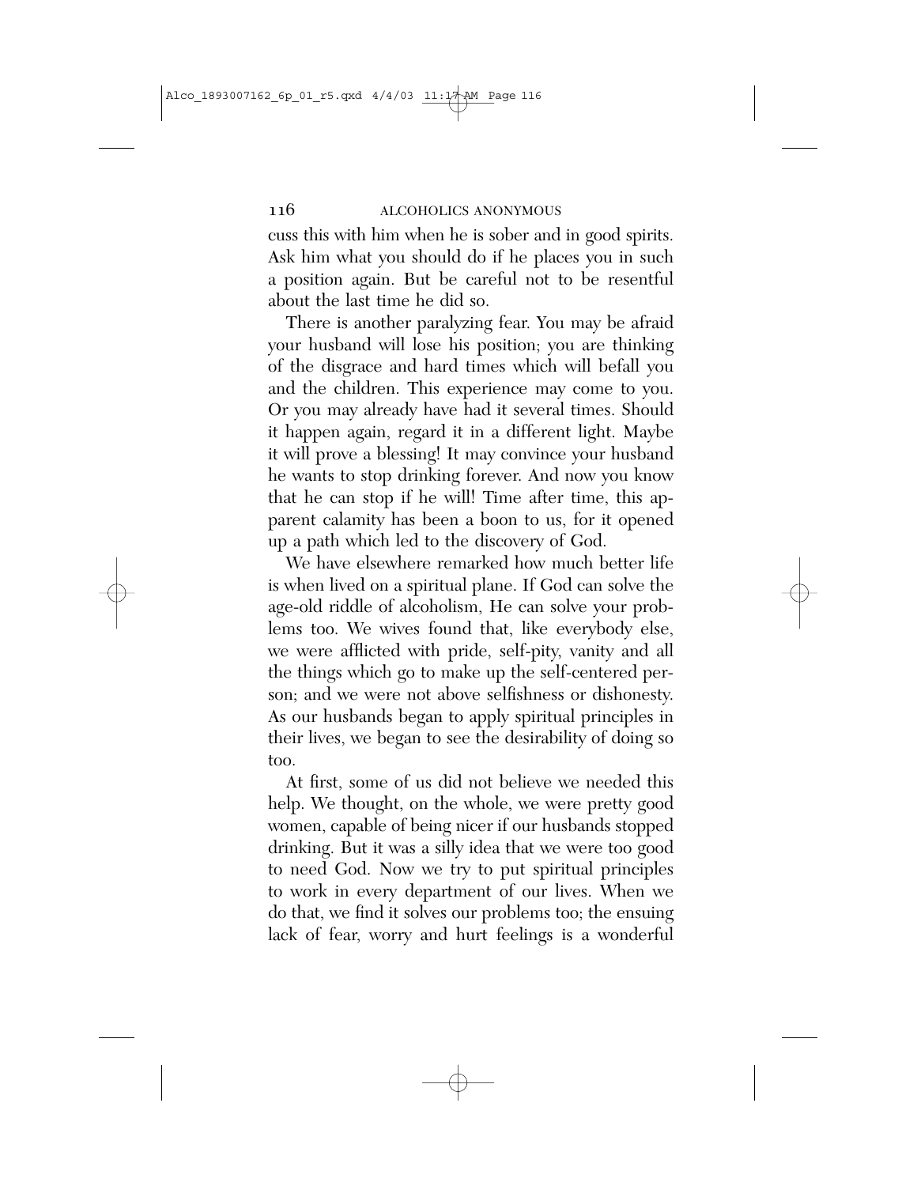cuss this with him when he is sober and in good spirits. Ask him what you should do if he places you in such a position again. But be careful not to be resentful about the last time he did so.

There is another paralyzing fear. You may be afraid your husband will lose his position; you are thinking of the disgrace and hard times which will befall you and the children. This experience may come to you. Or you may already have had it several times. Should it happen again, regard it in a different light. Maybe it will prove a blessing! It may convince your husband he wants to stop drinking forever. And now you know that he can stop if he will! Time after time, this apparent calamity has been a boon to us, for it opened up a path which led to the discovery of God.

We have elsewhere remarked how much better life is when lived on a spiritual plane. If God can solve the age-old riddle of alcoholism, He can solve your problems too. We wives found that, like everybody else, we were afflicted with pride, self-pity, vanity and all the things which go to make up the self-centered person; and we were not above selfishness or dishonesty. As our husbands began to apply spiritual principles in their lives, we began to see the desirability of doing so too.

At first, some of us did not believe we needed this help. We thought, on the whole, we were pretty good women, capable of being nicer if our husbands stopped drinking. But it was a silly idea that we were too good to need God. Now we try to put spiritual principles to work in every department of our lives. When we do that, we find it solves our problems too; the ensuing lack of fear, worry and hurt feelings is a wonderful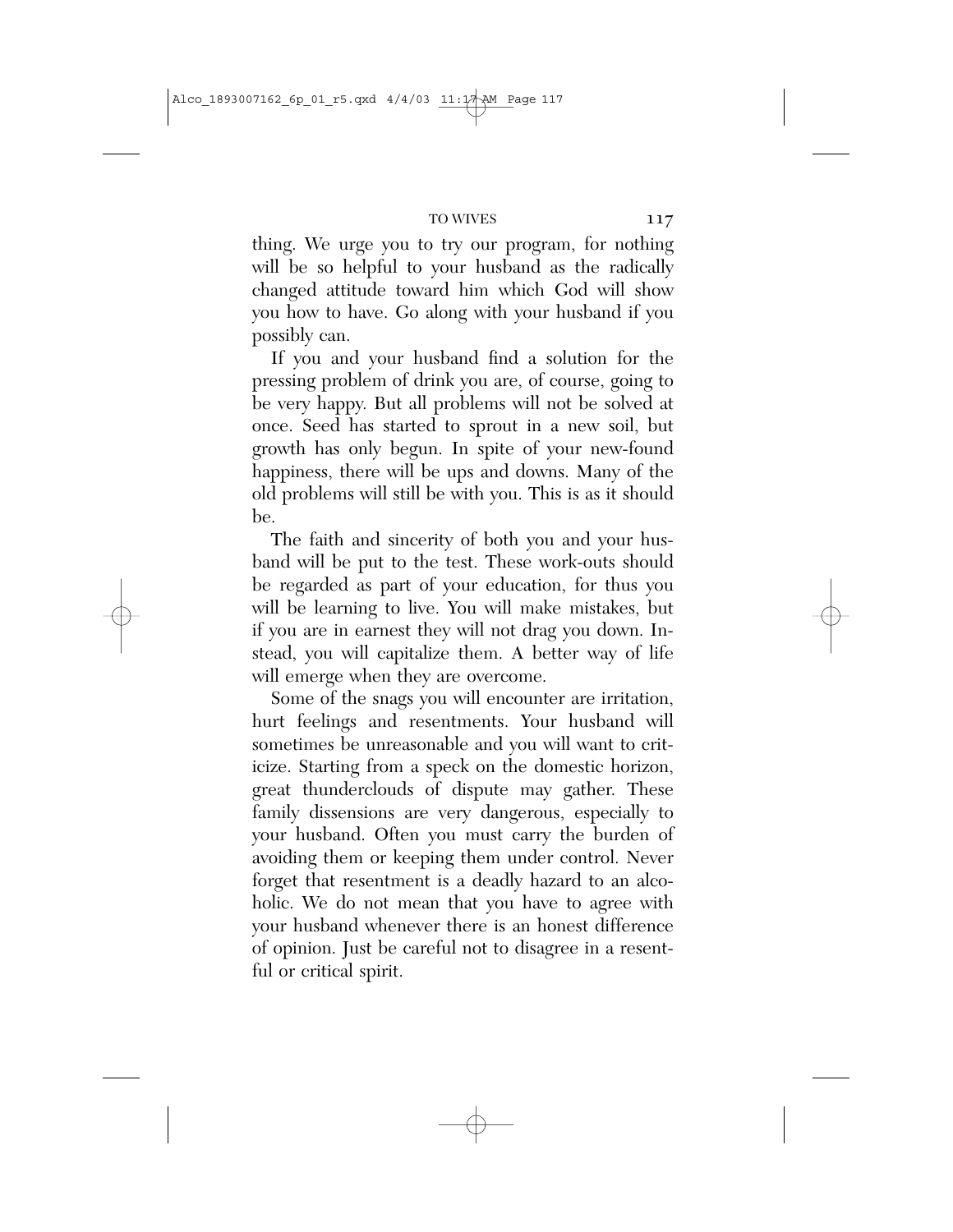thing. We urge you to try our program, for nothing will be so helpful to your husband as the radically changed attitude toward him which God will show you how to have. Go along with your husband if you possibly can.

If you and your husband find a solution for the pressing problem of drink you are, of course, going to be very happy. But all problems will not be solved at once. Seed has started to sprout in a new soil, but growth has only begun. In spite of your new-found happiness, there will be ups and downs. Many of the old problems will still be with you. This is as it should be.

The faith and sincerity of both you and your husband will be put to the test. These work-outs should be regarded as part of your education, for thus you will be learning to live. You will make mistakes, but if you are in earnest they will not drag you down. Instead, you will capitalize them. A better way of life will emerge when they are overcome.

Some of the snags you will encounter are irritation, hurt feelings and resentments. Your husband will sometimes be unreasonable and you will want to criticize. Starting from a speck on the domestic horizon, great thunderclouds of dispute may gather. These family dissensions are very dangerous, especially to your husband. Often you must carry the burden of avoiding them or keeping them under control. Never forget that resentment is a deadly hazard to an alcoholic. We do not mean that you have to agree with your husband whenever there is an honest difference of opinion. Just be careful not to disagree in a resentful or critical spirit.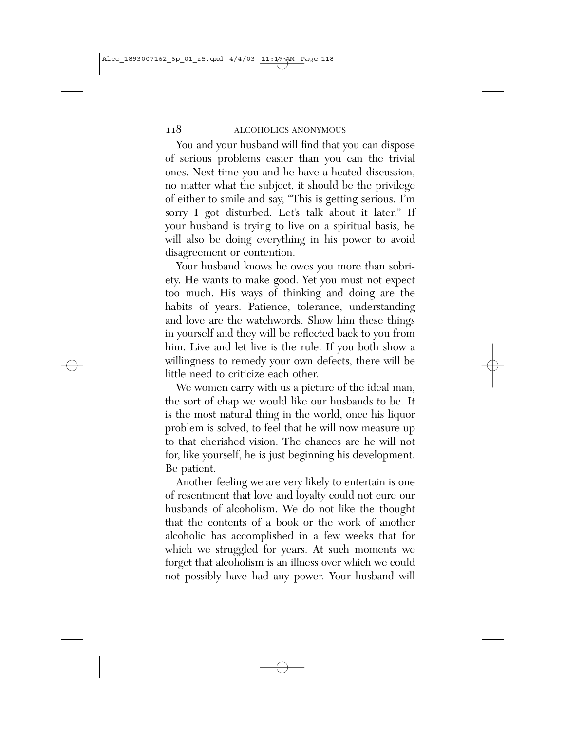You and your husband will find that you can dispose of serious problems easier than you can the trivial ones. Next time you and he have a heated discussion, no matter what the subject, it should be the privilege of either to smile and say, "This is getting serious. I'm sorry I got disturbed. Let's talk about it later." If your husband is trying to live on a spiritual basis, he will also be doing everything in his power to avoid disagreement or contention.

Your husband knows he owes you more than sobriety. He wants to make good. Yet you must not expect too much. His ways of thinking and doing are the habits of years. Patience, tolerance, understanding and love are the watchwords. Show him these things in yourself and they will be reflected back to you from him. Live and let live is the rule. If you both show a willingness to remedy your own defects, there will be little need to criticize each other.

We women carry with us a picture of the ideal man, the sort of chap we would like our husbands to be. It is the most natural thing in the world, once his liquor problem is solved, to feel that he will now measure up to that cherished vision. The chances are he will not for, like yourself, he is just beginning his development. Be patient.

Another feeling we are very likely to entertain is one of resentment that love and loyalty could not cure our husbands of alcoholism. We do not like the thought that the contents of a book or the work of another alcoholic has accomplished in a few weeks that for which we struggled for years. At such moments we forget that alcoholism is an illness over which we could not possibly have had any power. Your husband will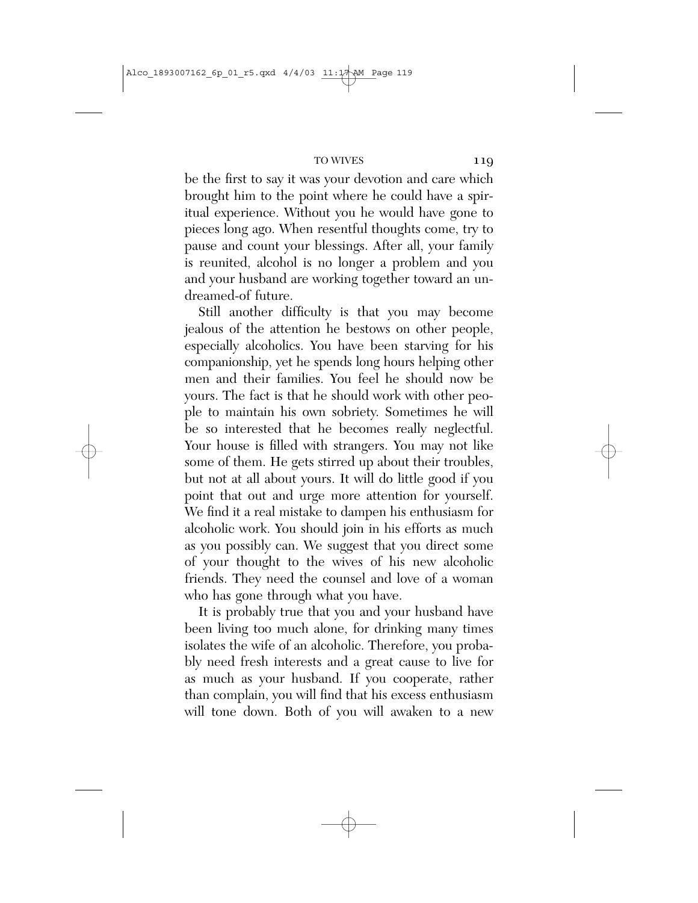be the first to say it was your devotion and care which brought him to the point where he could have a spiritual experience. Without you he would have gone to pieces long ago. When resentful thoughts come, try to pause and count your blessings. After all, your family is reunited, alcohol is no longer a problem and you and your husband are working together toward an undreamed-of future.

Still another difficulty is that you may become jealous of the attention he bestows on other people, especially alcoholics. You have been starving for his companionship, yet he spends long hours helping other men and their families. You feel he should now be yours. The fact is that he should work with other people to maintain his own sobriety. Sometimes he will be so interested that he becomes really neglectful. Your house is filled with strangers. You may not like some of them. He gets stirred up about their troubles, but not at all about yours. It will do little good if you point that out and urge more attention for yourself. We find it a real mistake to dampen his enthusiasm for alcoholic work. You should join in his efforts as much as you possibly can. We suggest that you direct some of your thought to the wives of his new alcoholic friends. They need the counsel and love of a woman who has gone through what you have.

It is probably true that you and your husband have been living too much alone, for drinking many times isolates the wife of an alcoholic. Therefore, you probably need fresh interests and a great cause to live for as much as your husband. If you cooperate, rather than complain, you will find that his excess enthusiasm will tone down. Both of you will awaken to a new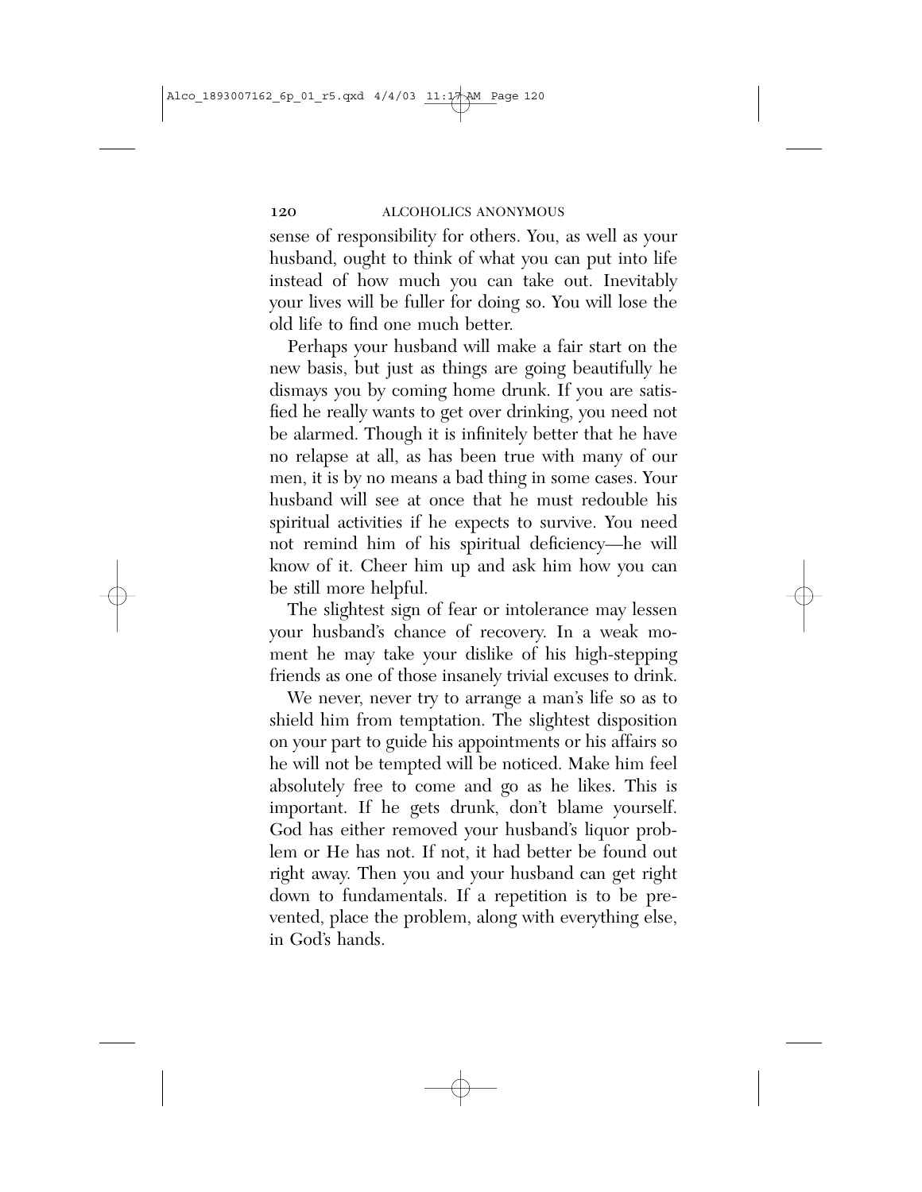sense of responsibility for others. You, as well as your husband, ought to think of what you can put into life instead of how much you can take out. Inevitably your lives will be fuller for doing so. You will lose the old life to find one much better.

Perhaps your husband will make a fair start on the new basis, but just as things are going beautifully he dismays you by coming home drunk. If you are satisfied he really wants to get over drinking, you need not be alarmed. Though it is infinitely better that he have no relapse at all, as has been true with many of our men, it is by no means a bad thing in some cases. Your husband will see at once that he must redouble his spiritual activities if he expects to survive. You need not remind him of his spiritual deficiency—he will know of it. Cheer him up and ask him how you can be still more helpful.

The slightest sign of fear or intolerance may lessen your husband's chance of recovery. In a weak moment he may take your dislike of his high-stepping friends as one of those insanely trivial excuses to drink.

We never, never try to arrange a man's life so as to shield him from temptation. The slightest disposition on your part to guide his appointments or his affairs so he will not be tempted will be noticed. Make him feel absolutely free to come and go as he likes. This is important. If he gets drunk, don't blame yourself. God has either removed your husband's liquor problem or He has not. If not, it had better be found out right away. Then you and your husband can get right down to fundamentals. If a repetition is to be prevented, place the problem, along with everything else, in God's hands.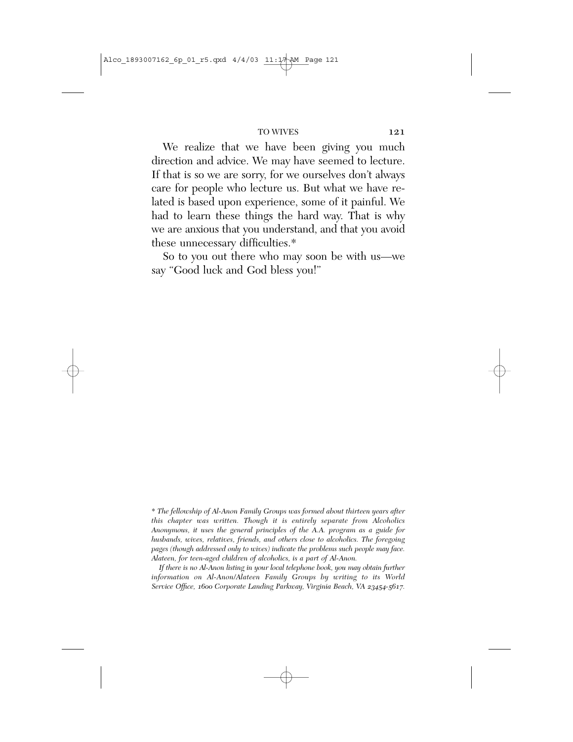We realize that we have been giving you much direction and advice. We may have seemed to lecture. If that is so we are sorry, for we ourselves don't always care for people who lecture us. But what we have related is based upon experience, some of it painful. We had to learn these things the hard way. That is why we are anxious that you understand, and that you avoid these unnecessary difficulties.*

So to you out there who may soon be with us—we say "Good luck and God bless you!"

*\* The fellowship of Al-Anon Family Groups was formed about thirteen years after this chapter was written. Though it is entirely separate from Alcoholics Anonymous, it uses the general principles of the A.A. program as a guide for husbands, wives, relatives, friends, and others close to alcoholics. The foregoing pages (though addressed only to wives) indicate the problems such people may face. Alateen, for teen-aged children of alcoholics, is a part of Al-Anon.*

*If there is no Al-Anon listing in your local telephone book, you may obtain further information on Al-Anon/Alateen Family Groups by writing to its World Service Office, 1600 Corporate Landing Parkway, Virginia Beach, VA 23454-5617.*